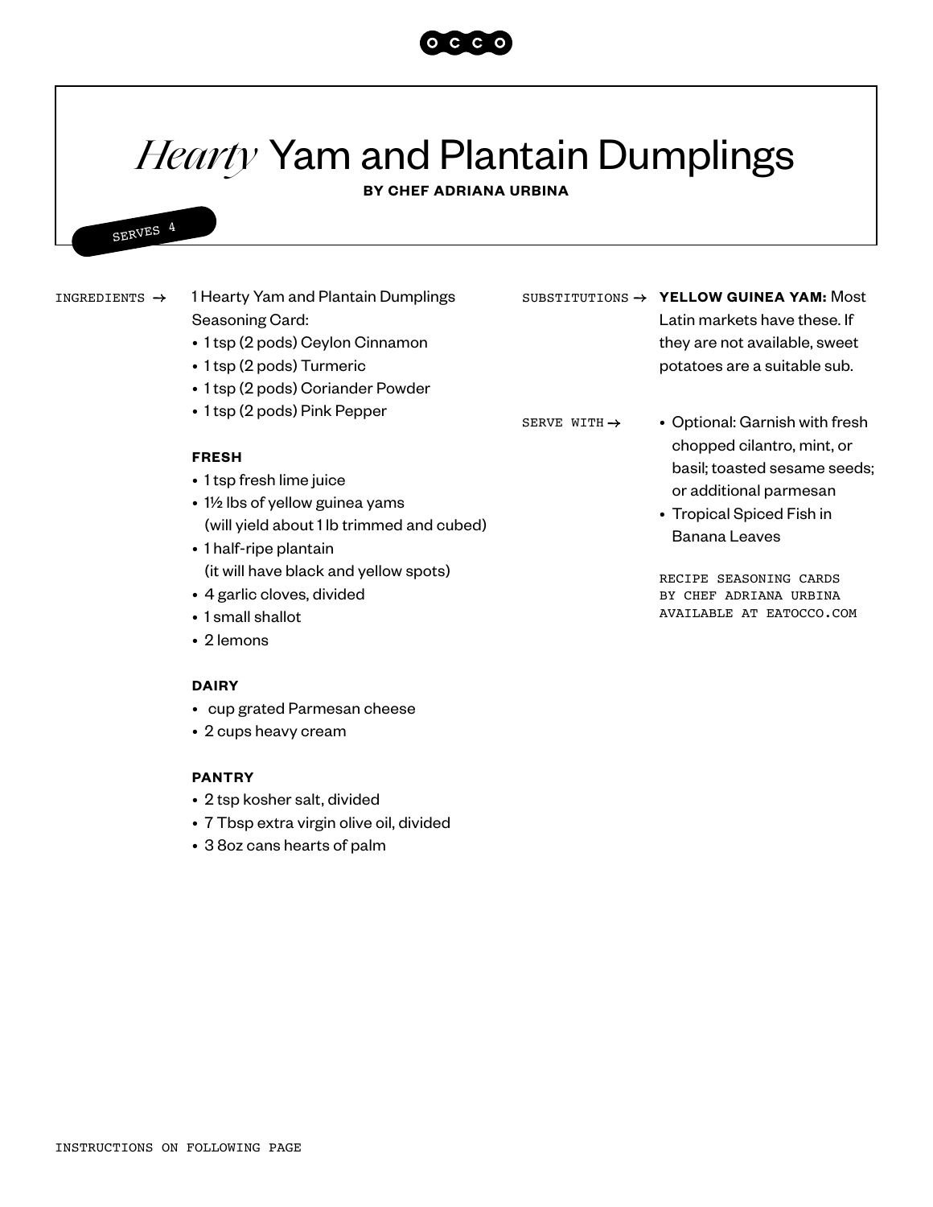# *Hearty* Yam and Plantain Dumplings

**BY CHEF ADRIANA URBINA**

SERVES 4

INGREDIENTS →

1 Hearty Yam and Plantain Dumplings Seasoning Card:

- 1 tsp (2 pods) Ceylon Cinnamon
- 1 tsp (2 pods) Turmeric
- 1 tsp (2 pods) Coriander Powder
- 1 tsp (2 pods) Pink Pepper

**FRESH**

- 1 tsp fresh lime juice
- 1½ lbs of yellow guinea yams (will yield about 1 lb trimmed and cubed)
- 1 half-ripe plantain (it will have black and yellow spots)
- 4 garlic cloves, divided
- 1 small shallot
- 2 lemons

**DAIRY**

- cup grated Parmesan cheese
- 2 cups heavy cream

**PANTRY**

- 2 tsp kosher salt, divided
- 7 Tbsp extra virgin olive oil, divided
- 3 8oz cans hearts of palm

SUBSTITUTIONS →

**YELLOW GUINEA YAM:** Most Latin markets have these. If they are not available, sweet potatoes are a suitable sub.

SERVE WITH →

- Optional: Garnish with fresh chopped cilantro, mint, or basil; toasted sesame seeds; or additional parmesan
- Tropical Spiced Fish in Banana Leaves

RECIPE SEASONING CARDS BY CHEF ADRIANA URBINA AVAILABLE AT EATOCCO.COM

INSTRUCTIONS ON FOLLOWING PAGE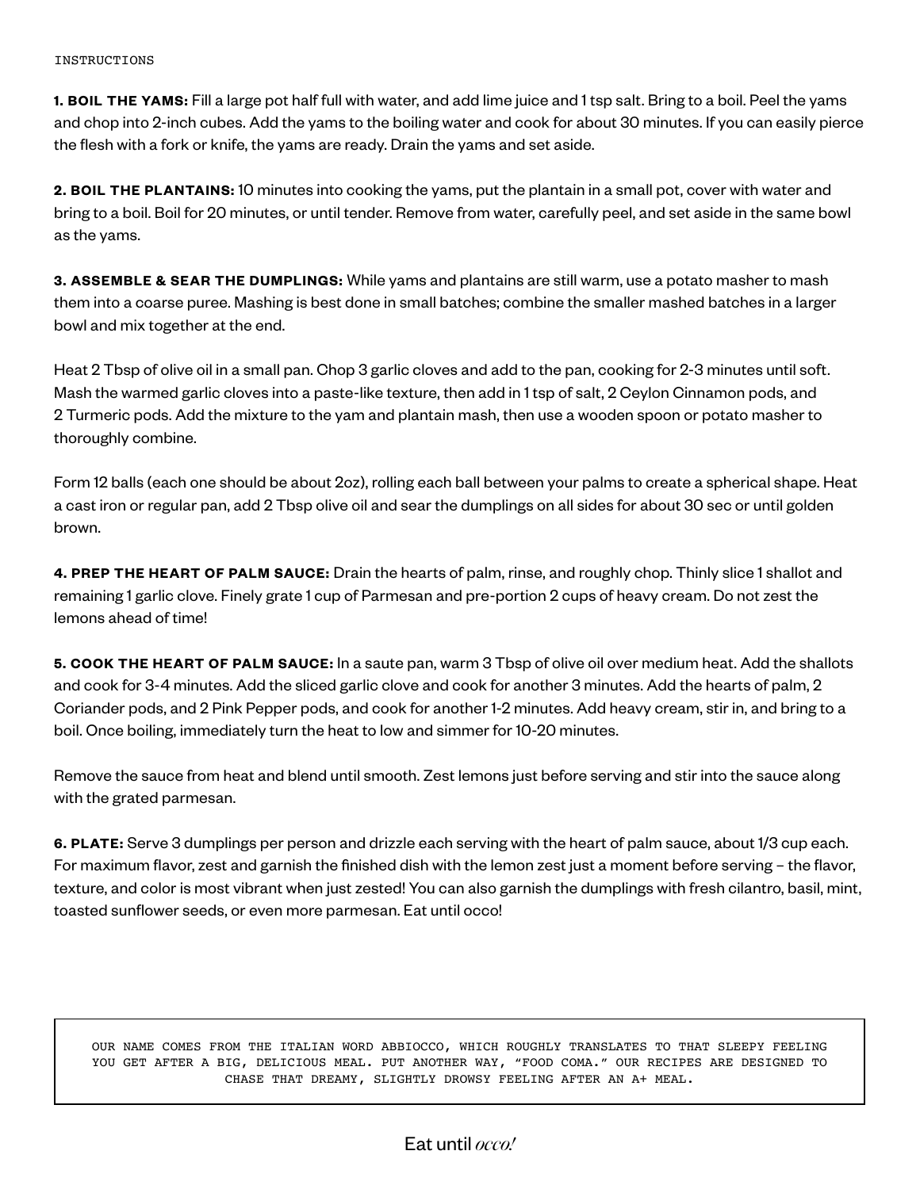INSTRUCTIONS

**1. BOIL THE YAMS:** Fill a large pot half full with water, and add lime juice and 1 tsp salt. Bring to a boil. Peel the yams and chop into 2-inch cubes. Add the yams to the boiling water and cook for about 30 minutes. If you can easily pierce the flesh with a fork or knife, the yams are ready. Drain the yams and set aside.

**2. BOIL THE PLANTAINS:** 10 minutes into cooking the yams, put the plantain in a small pot, cover with water and bring to a boil. Boil for 20 minutes, or until tender. Remove from water, carefully peel, and set aside in the same bowl as the yams.

**3. ASSEMBLE & SEAR THE DUMPLINGS:** While yams and plantains are still warm, use a potato masher to mash them into a coarse puree. Mashing is best done in small batches; combine the smaller mashed batches in a larger bowl and mix together at the end.

Heat 2 Tbsp of olive oil in a small pan. Chop 3 garlic cloves and add to the pan, cooking for 2-3 minutes until soft. Mash the warmed garlic cloves into a paste-like texture, then add in 1 tsp of salt, 2 Ceylon Cinnamon pods, and 2 Turmeric pods. Add the mixture to the yam and plantain mash, then use a wooden spoon or potato masher to thoroughly combine.

Form 12 balls (each one should be about 2oz), rolling each ball between your palms to create a spherical shape. Heat a cast iron or regular pan, add 2 Tbsp olive oil and sear the dumplings on all sides for about 30 sec or until golden brown.

**4. PREP THE HEART OF PALM SAUCE:** Drain the hearts of palm, rinse, and roughly chop. Thinly slice 1 shallot and remaining 1 garlic clove. Finely grate 1 cup of Parmesan and pre-portion 2 cups of heavy cream. Do not zest the lemons ahead of time!

**5. COOK THE HEART OF PALM SAUCE:** In a saute pan, warm 3 Tbsp of olive oil over medium heat. Add the shallots and cook for 3-4 minutes. Add the sliced garlic clove and cook for another 3 minutes. Add the hearts of palm, 2 Coriander pods, and 2 Pink Pepper pods, and cook for another 1-2 minutes. Add heavy cream, stir in, and bring to a boil. Once boiling, immediately turn the heat to low and simmer for 10-20 minutes.

Remove the sauce from heat and blend until smooth. Zest lemons just before serving and stir into the sauce along with the grated parmesan.

**6. PLATE:** Serve 3 dumplings per person and drizzle each serving with the heart of palm sauce, about 1/3 cup each. For maximum flavor, zest and garnish the finished dish with the lemon zest just a moment before serving – the flavor, texture, and color is most vibrant when just zested! You can also garnish the dumplings with fresh cilantro, basil, mint, toasted sunflower seeds, or even more parmesan. Eat until occo!

OUR NAME COMES FROM THE ITALIAN WORD ABBIOCCO, WHICH ROUGHLY TRANSLATES TO THAT SLEEPY FEELING YOU GET AFTER A BIG, DELICIOUS MEAL. PUT ANOTHER WAY, "FOOD COMA." OUR RECIPES ARE DESIGNED TO CHASE THAT DREAMY, SLIGHTLY DROWSY FEELING AFTER AN A+ MEAL.

Eat until *occo!*